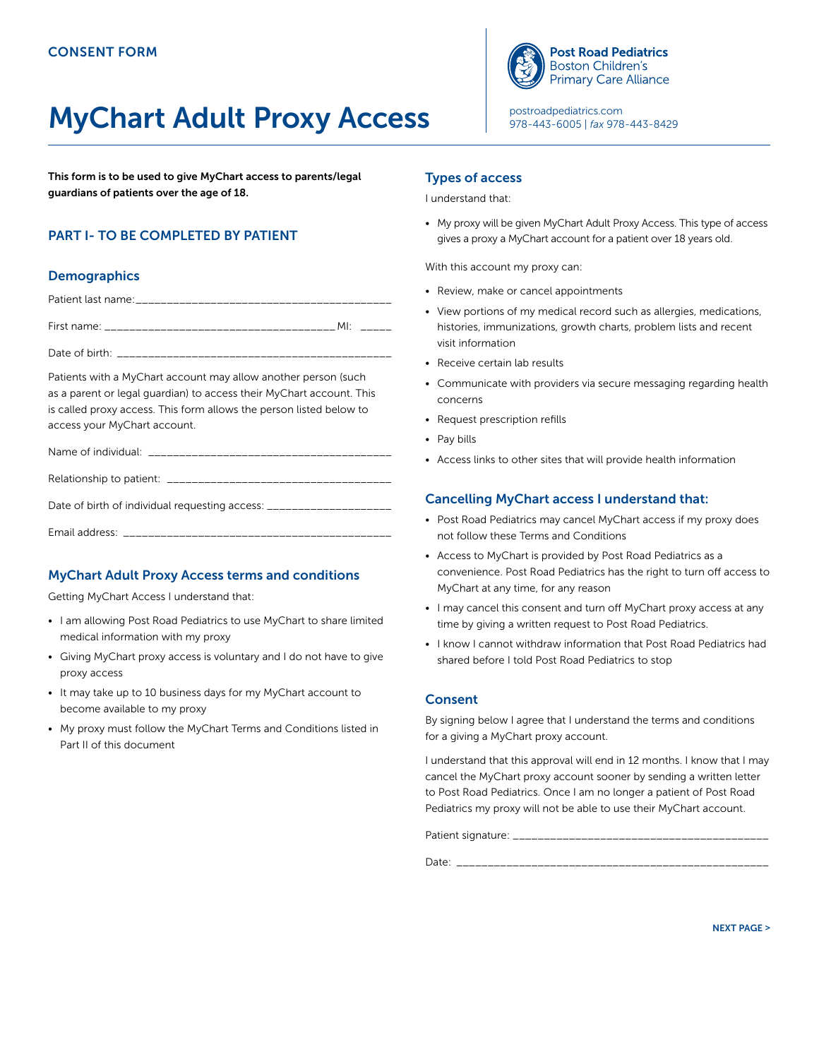CONSENT FORM

# MyChart Adult Proxy Access

**Post Road Pediatrics**
Boston Children's
Primary Care Alliance

postroadpediatrics.com
978-443-6005 | *fax* 978-443-8429

**This form is to be used to give MyChart access to parents/legal guardians of patients over the age of 18.**

## PART I- TO BE COMPLETED BY PATIENT

### Demographics

Patient last name:___________________________________________

First name: _______________________________________ MI: _____

Date of birth: ______________________________________________

Patients with a MyChart account may allow another person (such as a parent or legal guardian) to access their MyChart account. This is called proxy access. This form allows the person listed below to access your MyChart account.

Name of individual: _________________________________________

Relationship to patient: ______________________________________

Date of birth of individual requesting access: ____________________

Email address: _____________________________________________

### MyChart Adult Proxy Access terms and conditions

Getting MyChart Access I understand that:

- I am allowing Post Road Pediatrics to use MyChart to share limited medical information with my proxy
- Giving MyChart proxy access is voluntary and I do not have to give proxy access
- It may take up to 10 business days for my MyChart account to become available to my proxy
- My proxy must follow the MyChart Terms and Conditions listed in Part II of this document

### Types of access

I understand that:

- My proxy will be given MyChart Adult Proxy Access. This type of access gives a proxy a MyChart account for a patient over 18 years old.

With this account my proxy can:

- Review, make or cancel appointments
- View portions of my medical record such as allergies, medications, histories, immunizations, growth charts, problem lists and recent visit information
- Receive certain lab results
- Communicate with providers via secure messaging regarding health concerns
- Request prescription refills
- Pay bills
- Access links to other sites that will provide health information

### Cancelling MyChart access I understand that:

- Post Road Pediatrics may cancel MyChart access if my proxy does not follow these Terms and Conditions
- Access to MyChart is provided by Post Road Pediatrics as a convenience. Post Road Pediatrics has the right to turn off access to MyChart at any time, for any reason
- I may cancel this consent and turn off MyChart proxy access at any time by giving a written request to Post Road Pediatrics.
- I know I cannot withdraw information that Post Road Pediatrics had shared before I told Post Road Pediatrics to stop

### Consent

By signing below I agree that I understand the terms and conditions for a giving a MyChart proxy account.

I understand that this approval will end in 12 months. I know that I may cancel the MyChart proxy account sooner by sending a written letter to Post Road Pediatrics. Once I am no longer a patient of Post Road Pediatrics my proxy will not be able to use their MyChart account.

Patient signature: ________________________________________

Date: ___________________________________________________

NEXT PAGE >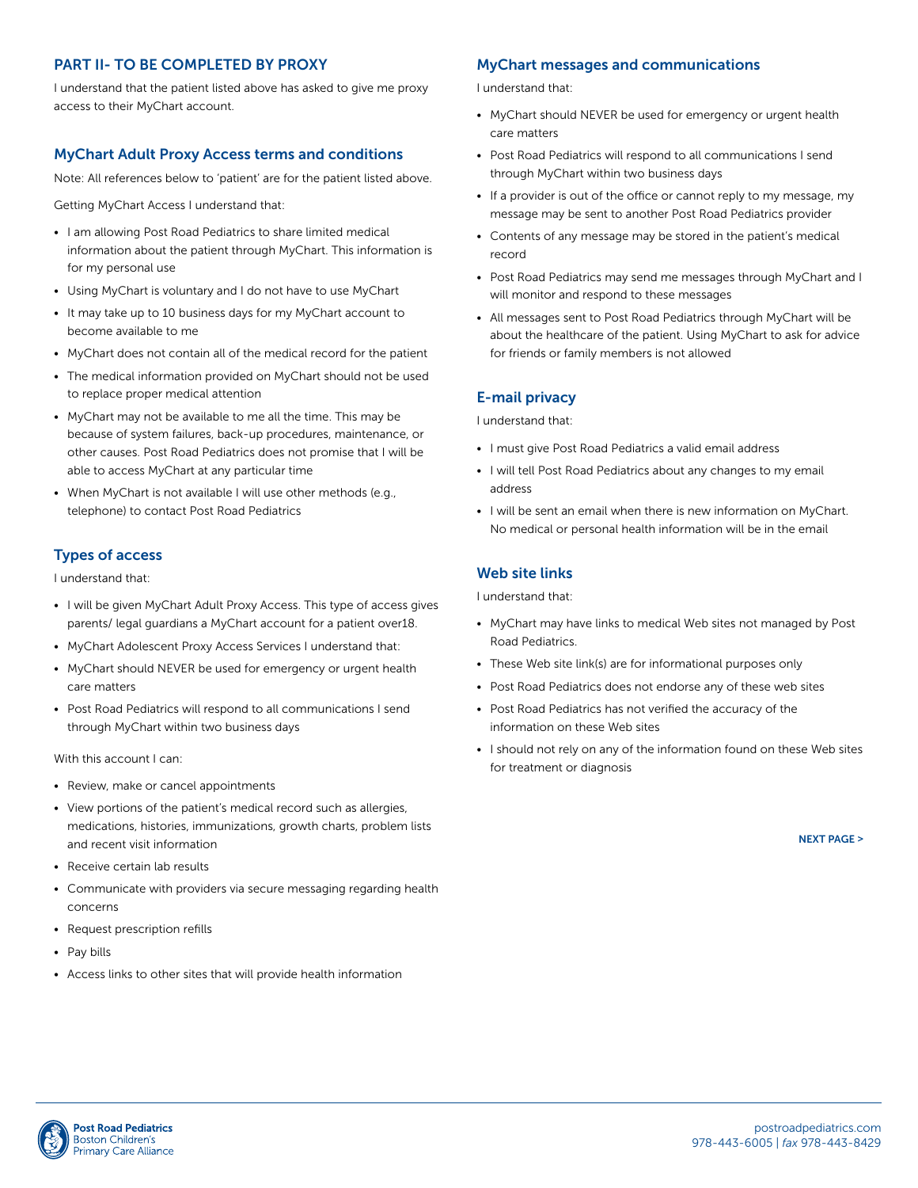## PART II- TO BE COMPLETED BY PROXY

I understand that the patient listed above has asked to give me proxy access to their MyChart account.

### MyChart Adult Proxy Access terms and conditions

Note: All references below to 'patient' are for the patient listed above.

Getting MyChart Access I understand that:

- I am allowing Post Road Pediatrics to share limited medical information about the patient through MyChart. This information is for my personal use
- Using MyChart is voluntary and I do not have to use MyChart
- It may take up to 10 business days for my MyChart account to become available to me
- MyChart does not contain all of the medical record for the patient
- The medical information provided on MyChart should not be used to replace proper medical attention
- MyChart may not be available to me all the time. This may be because of system failures, back-up procedures, maintenance, or other causes. Post Road Pediatrics does not promise that I will be able to access MyChart at any particular time
- When MyChart is not available I will use other methods (e.g., telephone) to contact Post Road Pediatrics

### Types of access

I understand that:

- I will be given MyChart Adult Proxy Access. This type of access gives parents/ legal guardians a MyChart account for a patient over18.
- MyChart Adolescent Proxy Access Services I understand that:
- MyChart should NEVER be used for emergency or urgent health care matters
- Post Road Pediatrics will respond to all communications I send through MyChart within two business days

With this account I can:

- Review, make or cancel appointments
- View portions of the patient's medical record such as allergies, medications, histories, immunizations, growth charts, problem lists and recent visit information
- Receive certain lab results
- Communicate with providers via secure messaging regarding health concerns
- Request prescription refills
- Pay bills
- Access links to other sites that will provide health information

### MyChart messages and communications

I understand that:

- MyChart should NEVER be used for emergency or urgent health care matters
- Post Road Pediatrics will respond to all communications I send through MyChart within two business days
- If a provider is out of the office or cannot reply to my message, my message may be sent to another Post Road Pediatrics provider
- Contents of any message may be stored in the patient's medical record
- Post Road Pediatrics may send me messages through MyChart and I will monitor and respond to these messages
- All messages sent to Post Road Pediatrics through MyChart will be about the healthcare of the patient. Using MyChart to ask for advice for friends or family members is not allowed

### E-mail privacy

I understand that:

- I must give Post Road Pediatrics a valid email address
- I will tell Post Road Pediatrics about any changes to my email address
- I will be sent an email when there is new information on MyChart. No medical or personal health information will be in the email

### Web site links

I understand that:

- MyChart may have links to medical Web sites not managed by Post Road Pediatrics.
- These Web site link(s) are for informational purposes only
- Post Road Pediatrics does not endorse any of these web sites
- Post Road Pediatrics has not verified the accuracy of the information on these Web sites
- I should not rely on any of the information found on these Web sites for treatment or diagnosis

NEXT PAGE >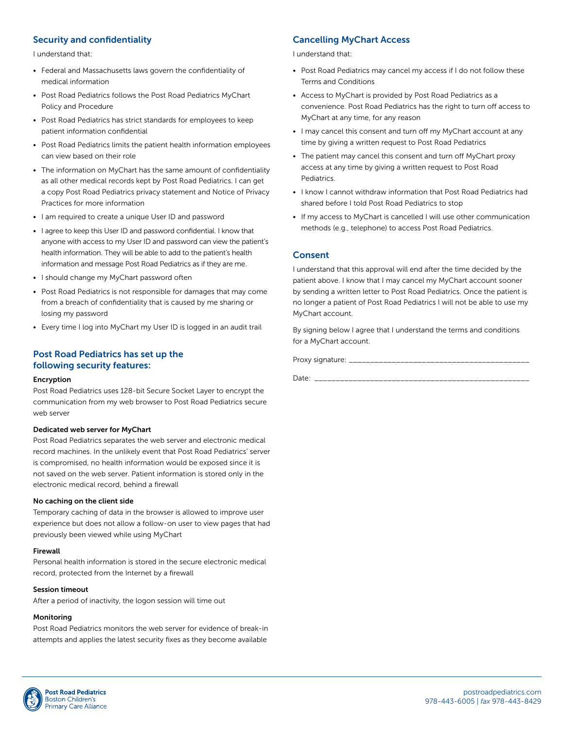## Security and confidentiality

I understand that:

- Federal and Massachusetts laws govern the confidentiality of medical information
- Post Road Pediatrics follows the Post Road Pediatrics MyChart Policy and Procedure
- Post Road Pediatrics has strict standards for employees to keep patient information confidential
- Post Road Pediatrics limits the patient health information employees can view based on their role
- The information on MyChart has the same amount of confidentiality as all other medical records kept by Post Road Pediatrics. I can get a copy Post Road Pediatrics privacy statement and Notice of Privacy Practices for more information
- I am required to create a unique User ID and password
- I agree to keep this User ID and password confidential. I know that anyone with access to my User ID and password can view the patient's health information. They will be able to add to the patient's health information and message Post Road Pediatrics as if they are me.
- I should change my MyChart password often
- Post Road Pediatrics is not responsible for damages that may come from a breach of confidentiality that is caused by me sharing or losing my password
- Every time I log into MyChart my User ID is logged in an audit trail

## Post Road Pediatrics has set up the following security features:

**Encryption**

Post Road Pediatrics uses 128-bit Secure Socket Layer to encrypt the communication from my web browser to Post Road Pediatrics secure web server

**Dedicated web server for MyChart**

Post Road Pediatrics separates the web server and electronic medical record machines. In the unlikely event that Post Road Pediatrics' server is compromised, no health information would be exposed since it is not saved on the web server. Patient information is stored only in the electronic medical record, behind a firewall

**No caching on the client side**

Temporary caching of data in the browser is allowed to improve user experience but does not allow a follow-on user to view pages that had previously been viewed while using MyChart

**Firewall**

Personal health information is stored in the secure electronic medical record, protected from the Internet by a firewall

**Session timeout**

After a period of inactivity, the logon session will time out

**Monitoring**

Post Road Pediatrics monitors the web server for evidence of break-in attempts and applies the latest security fixes as they become available

## Cancelling MyChart Access

I understand that:

- Post Road Pediatrics may cancel my access if I do not follow these Terms and Conditions
- Access to MyChart is provided by Post Road Pediatrics as a convenience. Post Road Pediatrics has the right to turn off access to MyChart at any time, for any reason
- I may cancel this consent and turn off my MyChart account at any time by giving a written request to Post Road Pediatrics
- The patient may cancel this consent and turn off MyChart proxy access at any time by giving a written request to Post Road Pediatrics.
- I know I cannot withdraw information that Post Road Pediatrics had shared before I told Post Road Pediatrics to stop
- If my access to MyChart is cancelled I will use other communication methods (e.g., telephone) to access Post Road Pediatrics.

## Consent

I understand that this approval will end after the time decided by the patient above. I know that I may cancel my MyChart account sooner by sending a written letter to Post Road Pediatrics. Once the patient is no longer a patient of Post Road Pediatrics I will not be able to use my MyChart account.

By signing below I agree that I understand the terms and conditions for a MyChart account.

Proxy signature: ___________________________________________

Date: ___________________________________________________

Post Road Pediatrics
Boston Children's
Primary Care Alliance

postroadpediatrics.com
978-443-6005 | *fax* 978-443-8429